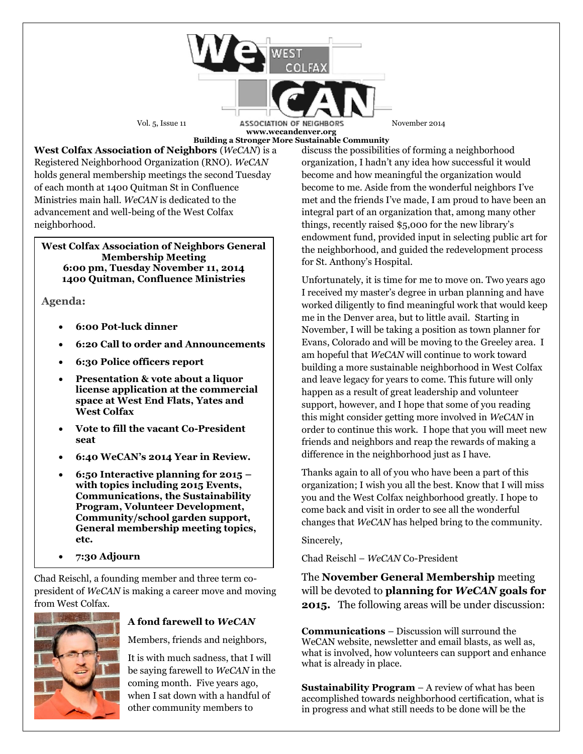# WeCAN — West Colfax Association of Neighbors

Vol. 5, Issue 11 — November 2014

www.wecandenver.org

**Building a Stronger More Sustainable Community**

**West Colfax Association of Neighbors** (*WeCAN*) is a Registered Neighborhood Organization (RNO). *WeCAN* holds general membership meetings the second Tuesday of each month at 1400 Quitman St in Confluence Ministries main hall. *WeCAN* is dedicated to the advancement and well-being of the West Colfax neighborhood.

**West Colfax Association of Neighbors General Membership Meeting**
**6:00 pm, Tuesday November 11, 2014**
**1400 Quitman, Confluence Ministries**

**Agenda:**

- **6:00 Pot-luck dinner**
- **6:20 Call to order and Announcements**
- **6:30 Police officers report**
- **Presentation & vote about a liquor license application at the commercial space at West End Flats, Yates and West Colfax**
- **Vote to fill the vacant Co-President seat**
- **6:40 WeCAN's 2014 Year in Review.**
- **6:50 Interactive planning for 2015 – with topics including 2015 Events, Communications, the Sustainability Program, Volunteer Development, Community/school garden support, General membership meeting topics, etc.**
- **7:30 Adjourn**

Chad Reischl, a founding member and three term co-president of *WeCAN* is making a career move and moving from West Colfax.

### A fond farewell to *WeCAN*

Members, friends and neighbors,

It is with much sadness, that I will be saying farewell to *WeCAN* in the coming month. Five years ago, when I sat down with a handful of other community members to discuss the possibilities of forming a neighborhood organization, I hadn't any idea how successful it would become and how meaningful the organization would become to me. Aside from the wonderful neighbors I've met and the friends I've made, I am proud to have been an integral part of an organization that, among many other things, recently raised $5,000 for the new library's endowment fund, provided input in selecting public art for the neighborhood, and guided the redevelopment process for St. Anthony's Hospital.

Unfortunately, it is time for me to move on. Two years ago I received my master's degree in urban planning and have worked diligently to find meaningful work that would keep me in the Denver area, but to little avail. Starting in November, I will be taking a position as town planner for Evans, Colorado and will be moving to the Greeley area. I am hopeful that *WeCAN* will continue to work toward building a more sustainable neighborhood in West Colfax and leave legacy for years to come. This future will only happen as a result of great leadership and volunteer support, however, and I hope that some of you reading this might consider getting more involved in *WeCAN* in order to continue this work. I hope that you will meet new friends and neighbors and reap the rewards of making a difference in the neighborhood just as I have.

Thanks again to all of you who have been a part of this organization; I wish you all the best. Know that I will miss you and the West Colfax neighborhood greatly. I hope to come back and visit in order to see all the wonderful changes that *WeCAN* has helped bring to the community.

Sincerely,

Chad Reischl – *WeCAN* Co-President

The **November General Membership** meeting will be devoted to **planning for *WeCAN* goals for 2015.** The following areas will be under discussion:

**Communications** – Discussion will surround the WeCAN website, newsletter and email blasts, as well as, what is involved, how volunteers can support and enhance what is already in place.

**Sustainability Program** – A review of what has been accomplished towards neighborhood certification, what is in progress and what still needs to be done will be the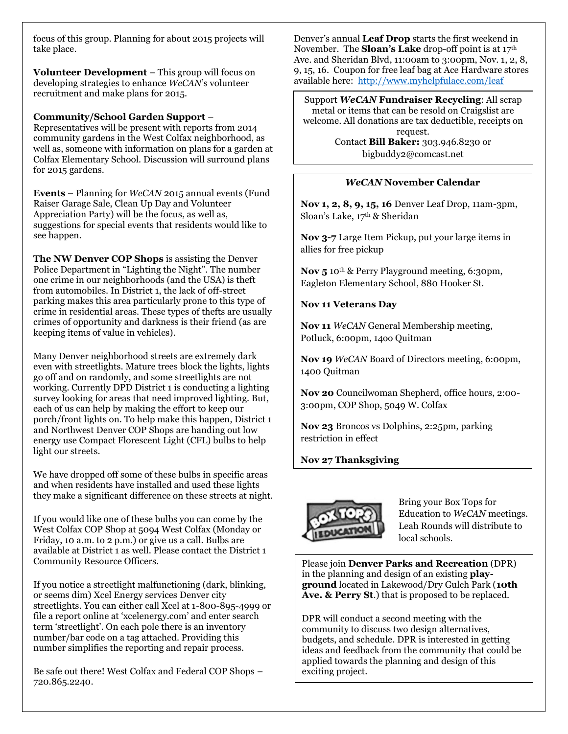focus of this group. Planning for about 2015 projects will take place.

**Volunteer Development** – This group will focus on developing strategies to enhance *WeCAN*'s volunteer recruitment and make plans for 2015.

**Community/School Garden Support** – Representatives will be present with reports from 2014 community gardens in the West Colfax neighborhood, as well as, someone with information on plans for a garden at Colfax Elementary School. Discussion will surround plans for 2015 gardens.

**Events** – Planning for *WeCAN* 2015 annual events (Fund Raiser Garage Sale, Clean Up Day and Volunteer Appreciation Party) will be the focus, as well as, suggestions for special events that residents would like to see happen.

**The NW Denver COP Shops** is assisting the Denver Police Department in "Lighting the Night". The number one crime in our neighborhoods (and the USA) is theft from automobiles. In District 1, the lack of off-street parking makes this area particularly prone to this type of crime in residential areas. These types of thefts are usually crimes of opportunity and darkness is their friend (as are keeping items of value in vehicles).

Many Denver neighborhood streets are extremely dark even with streetlights. Mature trees block the lights, lights go off and on randomly, and some streetlights are not working. Currently DPD District 1 is conducting a lighting survey looking for areas that need improved lighting. But, each of us can help by making the effort to keep our porch/front lights on. To help make this happen, District 1 and Northwest Denver COP Shops are handing out low energy use Compact Florescent Light (CFL) bulbs to help light our streets.

We have dropped off some of these bulbs in specific areas and when residents have installed and used these lights they make a significant difference on these streets at night.

If you would like one of these bulbs you can come by the West Colfax COP Shop at 5094 West Colfax (Monday or Friday, 10 a.m. to 2 p.m.) or give us a call. Bulbs are available at District 1 as well. Please contact the District 1 Community Resource Officers.

If you notice a streetlight malfunctioning (dark, blinking, or seems dim) Xcel Energy services Denver city streetlights. You can either call Xcel at 1-800-895-4999 or file a report online at 'xcelenergy.com' and enter search term 'streetlight'. On each pole there is an inventory number/bar code on a tag attached. Providing this number simplifies the reporting and repair process.

Be safe out there! West Colfax and Federal COP Shops – 720.865.2240.

Denver's annual **Leaf Drop** starts the first weekend in November. The **Sloan's Lake** drop-off point is at 17th Ave. and Sheridan Blvd, 11:00am to 3:00pm, Nov. 1, 2, 8, 9, 15, 16. Coupon for free leaf bag at Ace Hardware stores available here: http://www.myhelpfulace.com/leaf

Support ***WeCAN* Fundraiser Recycling**: All scrap metal or items that can be resold on Craigslist are welcome. All donations are tax deductible, receipts on request.
Contact **Bill Baker:** 303.946.8230 or bigbuddy2@comcast.net

### *WeCAN* November Calendar

**Nov 1, 2, 8, 9, 15, 16** Denver Leaf Drop, 11am-3pm, Sloan's Lake, 17th & Sheridan

**Nov 3-7** Large Item Pickup, put your large items in allies for free pickup

**Nov 5** 10th & Perry Playground meeting, 6:30pm, Eagleton Elementary School, 880 Hooker St.

**Nov 11 Veterans Day**

**Nov 11** *WeCAN* General Membership meeting, Potluck, 6:00pm, 1400 Quitman

**Nov 19** *WeCAN* Board of Directors meeting, 6:00pm, 1400 Quitman

**Nov 20** Councilwoman Shepherd, office hours, 2:00-3:00pm, COP Shop, 5049 W. Colfax

**Nov 23** Broncos vs Dolphins, 2:25pm, parking restriction in effect

**Nov 27 Thanksgiving**

Bring your Box Tops for Education to *WeCAN* meetings. Leah Rounds will distribute to local schools.

Please join **Denver Parks and Recreation** (DPR) in the planning and design of an existing **playground** located in Lakewood/Dry Gulch Park (**10th Ave. & Perry St**.) that is proposed to be replaced.

DPR will conduct a second meeting with the community to discuss two design alternatives, budgets, and schedule. DPR is interested in getting ideas and feedback from the community that could be applied towards the planning and design of this exciting project.